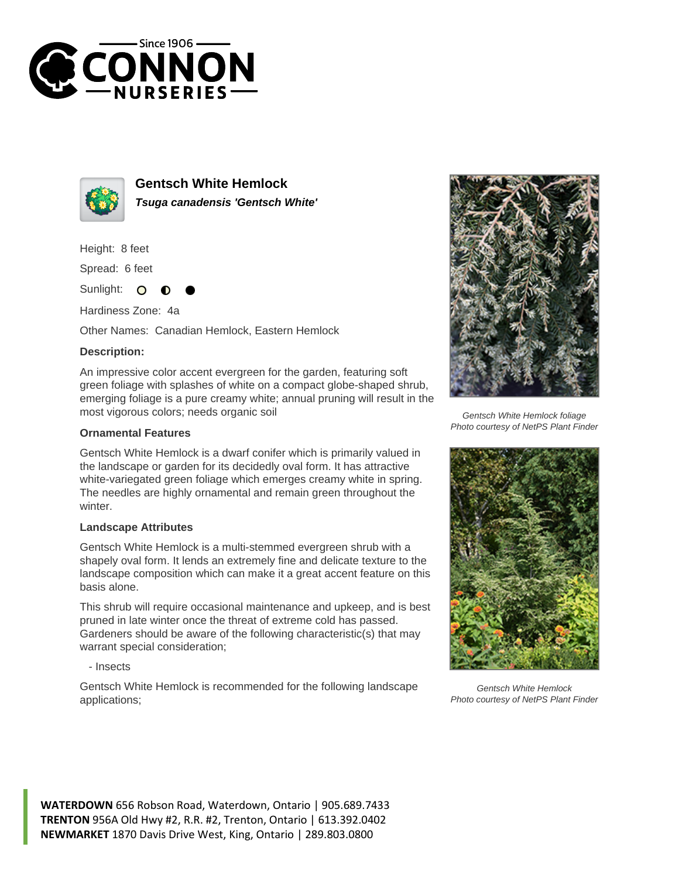# Gentsch White Hemlock

***Tsuga canadensis 'Gentsch White'***

Height: 8 feet

Spread: 6 feet

Sunlight:

Hardiness Zone: 4a

Other Names: Canadian Hemlock, Eastern Hemlock

**Description:**

An impressive color accent evergreen for the garden, featuring soft green foliage with splashes of white on a compact globe-shaped shrub, emerging foliage is a pure creamy white; annual pruning will result in the most vigorous colors; needs organic soil

### Ornamental Features

Gentsch White Hemlock is a dwarf conifer which is primarily valued in the landscape or garden for its decidedly oval form. It has attractive white-variegated green foliage which emerges creamy white in spring. The needles are highly ornamental and remain green throughout the winter.

### Landscape Attributes

Gentsch White Hemlock is a multi-stemmed evergreen shrub with a shapely oval form. It lends an extremely fine and delicate texture to the landscape composition which can make it a great accent feature on this basis alone.

This shrub will require occasional maintenance and upkeep, and is best pruned in late winter once the threat of extreme cold has passed. Gardeners should be aware of the following characteristic(s) that may warrant special consideration;

- Insects

Gentsch White Hemlock is recommended for the following landscape applications;

*Gentsch White Hemlock foliage*
*Photo courtesy of NetPS Plant Finder*

*Gentsch White Hemlock*
*Photo courtesy of NetPS Plant Finder*

**WATERDOWN** 656 Robson Road, Waterdown, Ontario | 905.689.7433
**TRENTON** 956A Old Hwy #2, R.R. #2, Trenton, Ontario | 613.392.0402
**NEWMARKET** 1870 Davis Drive West, King, Ontario | 289.803.0800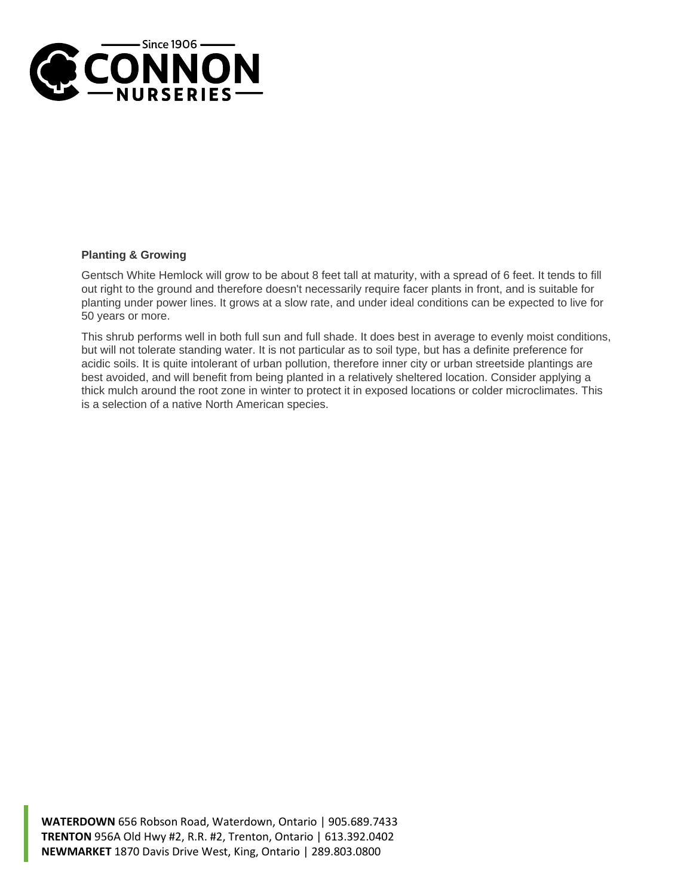### Planting & Growing

Gentsch White Hemlock will grow to be about 8 feet tall at maturity, with a spread of 6 feet. It tends to fill out right to the ground and therefore doesn't necessarily require facer plants in front, and is suitable for planting under power lines. It grows at a slow rate, and under ideal conditions can be expected to live for 50 years or more.

This shrub performs well in both full sun and full shade. It does best in average to evenly moist conditions, but will not tolerate standing water. It is not particular as to soil type, but has a definite preference for acidic soils. It is quite intolerant of urban pollution, therefore inner city or urban streetside plantings are best avoided, and will benefit from being planted in a relatively sheltered location. Consider applying a thick mulch around the root zone in winter to protect it in exposed locations or colder microclimates. This is a selection of a native North American species.